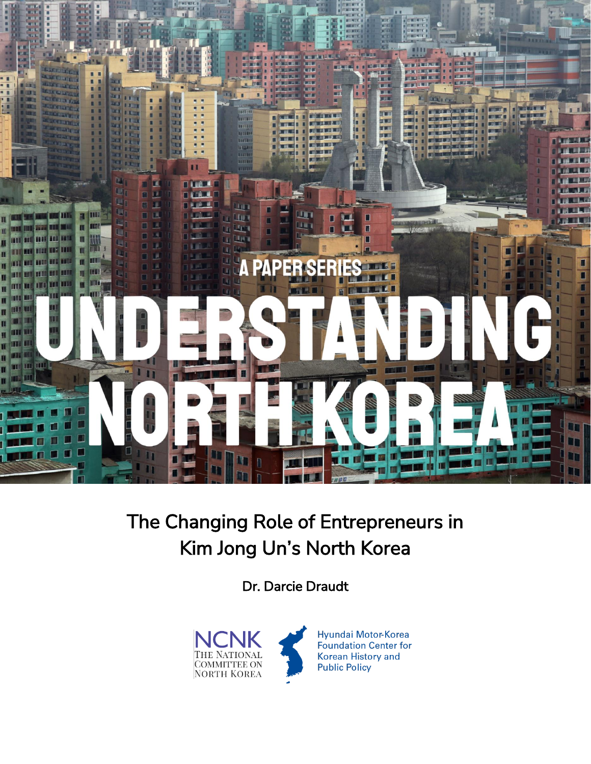A PAPER SERIES

# UNDERSTANDING NORTH KOREA

## The Changing Role of Entrepreneurs in Kim Jong Un's North Korea

**Dr. Darcie Draudt**

NCNK THE NATIONAL COMMITTEE ON NORTH KOREA

Hyundai Motor-Korea Foundation Center for Korean History and Public Policy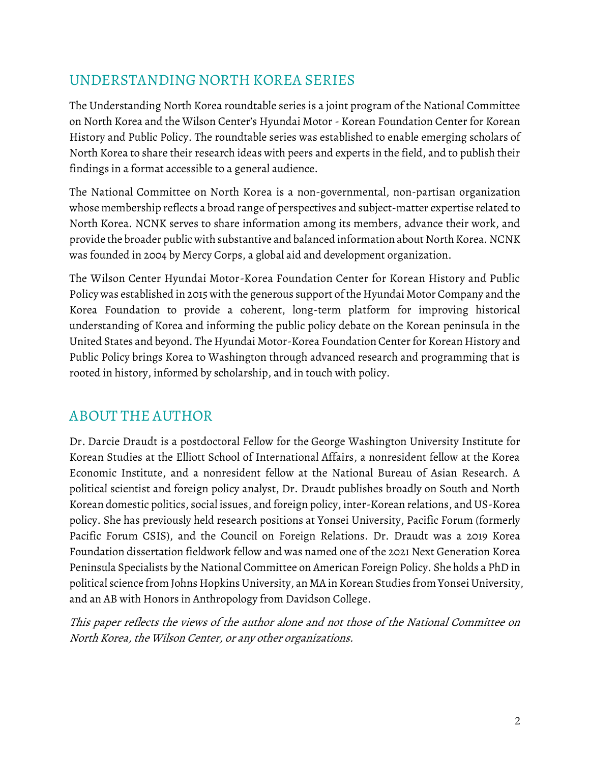## UNDERSTANDING NORTH KOREA SERIES

The Understanding North Korea roundtable series is a joint program of the National Committee on North Korea and the Wilson Center's Hyundai Motor - Korean Foundation Center for Korean History and Public Policy. The roundtable series was established to enable emerging scholars of North Korea to share their research ideas with peers and experts in the field, and to publish their findings in a format accessible to a general audience.

The National Committee on North Korea is a non-governmental, non-partisan organization whose membership reflects a broad range of perspectives and subject-matter expertise related to North Korea. NCNK serves to share information among its members, advance their work, and provide the broader public with substantive and balanced information about North Korea. NCNK was founded in 2004 by Mercy Corps, a global aid and development organization.

The Wilson Center Hyundai Motor-Korea Foundation Center for Korean History and Public Policy was established in 2015 with the generous support of the Hyundai Motor Company and the Korea Foundation to provide a coherent, long-term platform for improving historical understanding of Korea and informing the public policy debate on the Korean peninsula in the United States and beyond. The Hyundai Motor-Korea Foundation Center for Korean History and Public Policy brings Korea to Washington through advanced research and programming that is rooted in history, informed by scholarship, and in touch with policy.

## ABOUT THE AUTHOR

Dr. Darcie Draudt is a postdoctoral Fellow for the George Washington University Institute for Korean Studies at the Elliott School of International Affairs, a nonresident fellow at the Korea Economic Institute, and a nonresident fellow at the National Bureau of Asian Research. A political scientist and foreign policy analyst, Dr. Draudt publishes broadly on South and North Korean domestic politics, social issues, and foreign policy, inter-Korean relations, and US-Korea policy. She has previously held research positions at Yonsei University, Pacific Forum (formerly Pacific Forum CSIS), and the Council on Foreign Relations. Dr. Draudt was a 2019 Korea Foundation dissertation fieldwork fellow and was named one of the 2021 Next Generation Korea Peninsula Specialists by the National Committee on American Foreign Policy. She holds a PhD in political science from Johns Hopkins University, an MA in Korean Studies from Yonsei University, and an AB with Honors in Anthropology from Davidson College.

*This paper reflects the views of the author alone and not those of the National Committee on North Korea, the Wilson Center, or any other organizations.*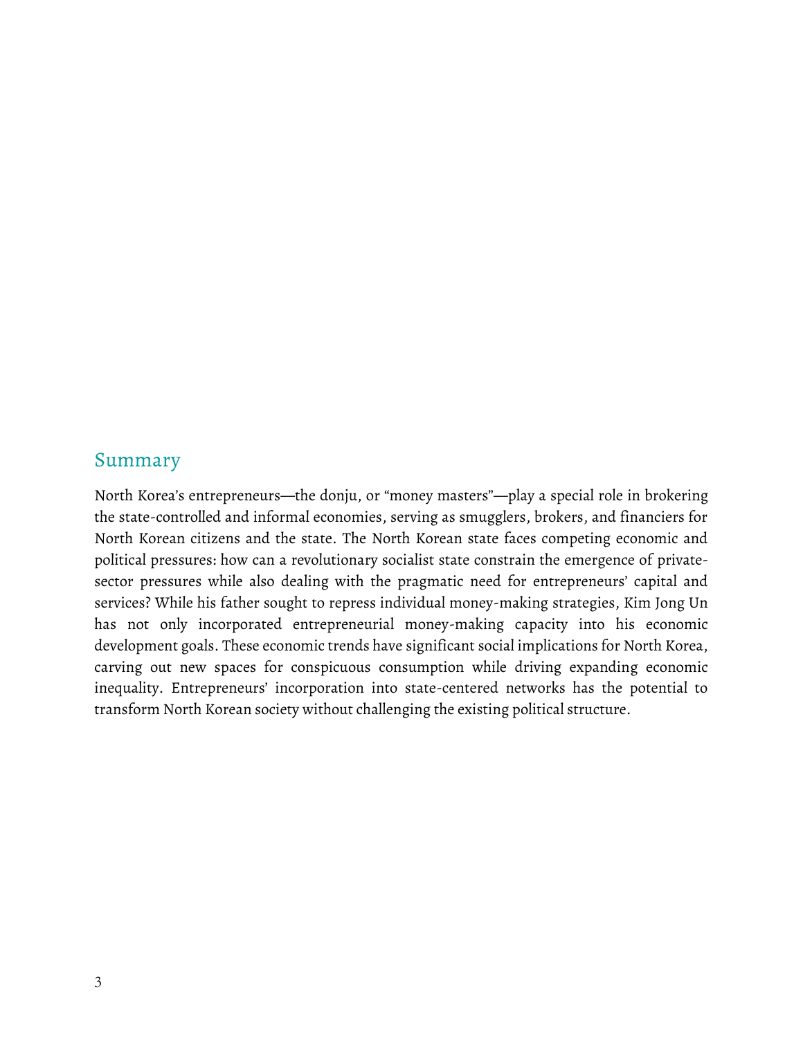## Summary

North Korea's entrepreneurs—the donju, or "money masters"—play a special role in brokering the state-controlled and informal economies, serving as smugglers, brokers, and financiers for North Korean citizens and the state. The North Korean state faces competing economic and political pressures: how can a revolutionary socialist state constrain the emergence of private-sector pressures while also dealing with the pragmatic need for entrepreneurs' capital and services? While his father sought to repress individual money-making strategies, Kim Jong Un has not only incorporated entrepreneurial money-making capacity into his economic development goals. These economic trends have significant social implications for North Korea, carving out new spaces for conspicuous consumption while driving expanding economic inequality. Entrepreneurs' incorporation into state-centered networks has the potential to transform North Korean society without challenging the existing political structure.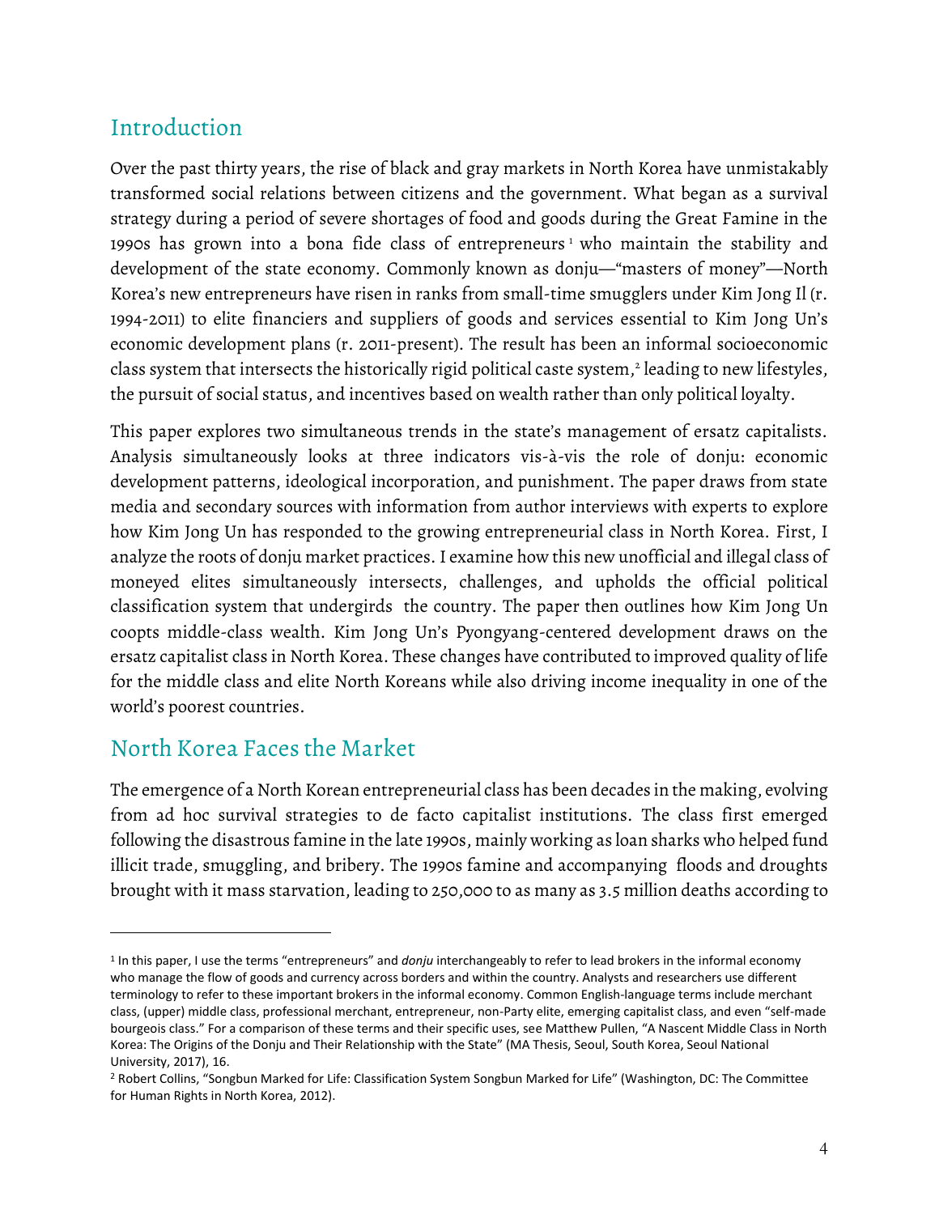## Introduction

Over the past thirty years, the rise of black and gray markets in North Korea have unmistakably transformed social relations between citizens and the government. What began as a survival strategy during a period of severe shortages of food and goods during the Great Famine in the 1990s has grown into a bona fide class of entrepreneurs[1] who maintain the stability and development of the state economy. Commonly known as donju—"masters of money"—North Korea's new entrepreneurs have risen in ranks from small-time smugglers under Kim Jong Il (r. 1994-2011) to elite financiers and suppliers of goods and services essential to Kim Jong Un's economic development plans (r. 2011-present). The result has been an informal socioeconomic class system that intersects the historically rigid political caste system,[2] leading to new lifestyles, the pursuit of social status, and incentives based on wealth rather than only political loyalty.

This paper explores two simultaneous trends in the state's management of ersatz capitalists. Analysis simultaneously looks at three indicators vis-à-vis the role of donju: economic development patterns, ideological incorporation, and punishment. The paper draws from state media and secondary sources with information from author interviews with experts to explore how Kim Jong Un has responded to the growing entrepreneurial class in North Korea. First, I analyze the roots of donju market practices. I examine how this new unofficial and illegal class of moneyed elites simultaneously intersects, challenges, and upholds the official political classification system that undergirds the country. The paper then outlines how Kim Jong Un coopts middle-class wealth. Kim Jong Un's Pyongyang-centered development draws on the ersatz capitalist class in North Korea. These changes have contributed to improved quality of life for the middle class and elite North Koreans while also driving income inequality in one of the world's poorest countries.

## North Korea Faces the Market

The emergence of a North Korean entrepreneurial class has been decades in the making, evolving from ad hoc survival strategies to de facto capitalist institutions. The class first emerged following the disastrous famine in the late 1990s, mainly working as loan sharks who helped fund illicit trade, smuggling, and bribery. The 1990s famine and accompanying floods and droughts brought with it mass starvation, leading to 250,000 to as many as 3.5 million deaths according to

---

[1] In this paper, I use the terms "entrepreneurs" and *donju* interchangeably to refer to lead brokers in the informal economy who manage the flow of goods and currency across borders and within the country. Analysts and researchers use different terminology to refer to these important brokers in the informal economy. Common English-language terms include merchant class, (upper) middle class, professional merchant, entrepreneur, non-Party elite, emerging capitalist class, and even "self-made bourgeois class." For a comparison of these terms and their specific uses, see Matthew Pullen, "A Nascent Middle Class in North Korea: The Origins of the Donju and Their Relationship with the State" (MA Thesis, Seoul, South Korea, Seoul National University, 2017), 16.

[2] Robert Collins, "Songbun Marked for Life: Classification System Songbun Marked for Life" (Washington, DC: The Committee for Human Rights in North Korea, 2012).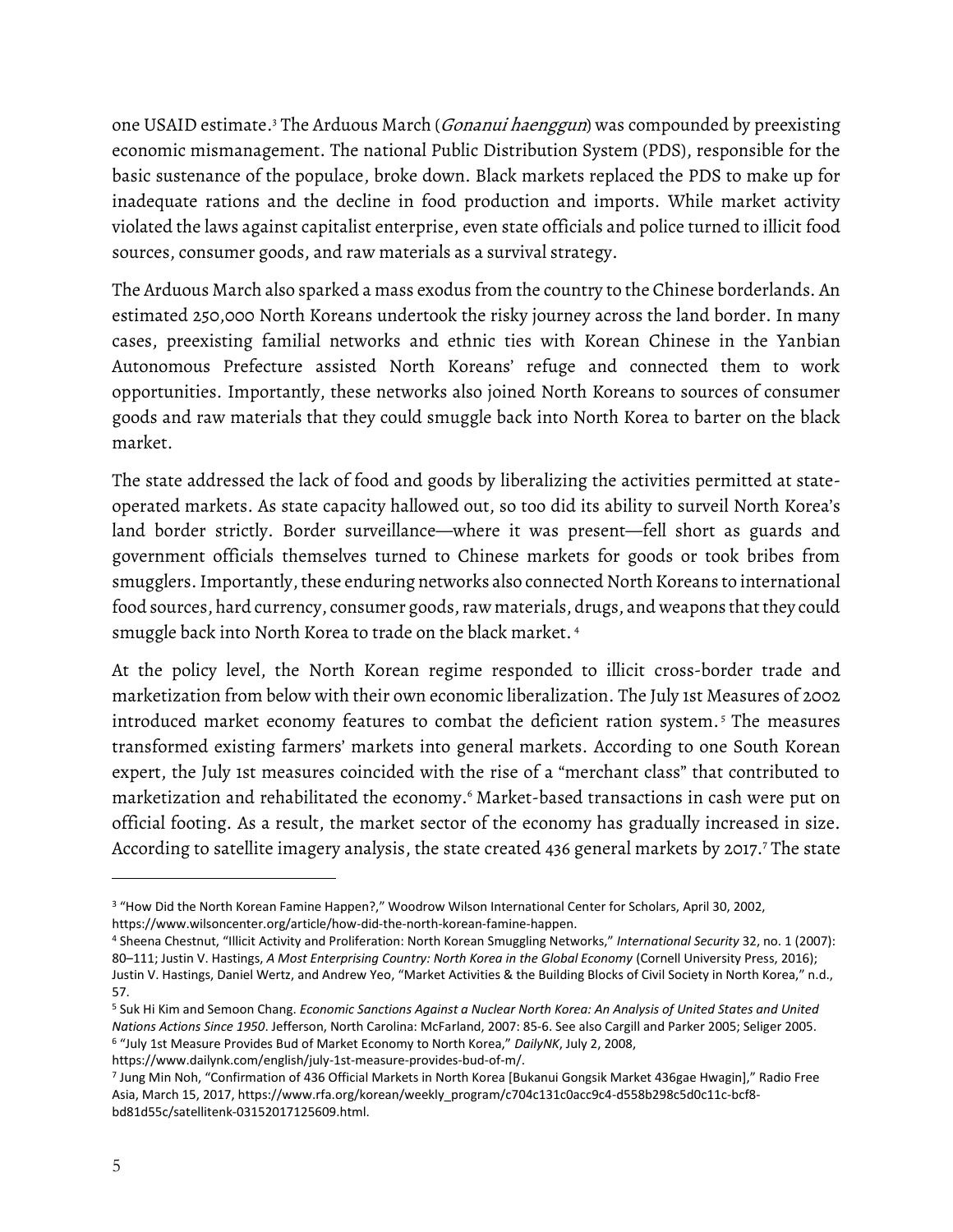one USAID estimate.[3] The Arduous March (*Gonanui haenggun*) was compounded by preexisting economic mismanagement. The national Public Distribution System (PDS), responsible for the basic sustenance of the populace, broke down. Black markets replaced the PDS to make up for inadequate rations and the decline in food production and imports. While market activity violated the laws against capitalist enterprise, even state officials and police turned to illicit food sources, consumer goods, and raw materials as a survival strategy.

The Arduous March also sparked a mass exodus from the country to the Chinese borderlands. An estimated 250,000 North Koreans undertook the risky journey across the land border. In many cases, preexisting familial networks and ethnic ties with Korean Chinese in the Yanbian Autonomous Prefecture assisted North Koreans' refuge and connected them to work opportunities. Importantly, these networks also joined North Koreans to sources of consumer goods and raw materials that they could smuggle back into North Korea to barter on the black market.

The state addressed the lack of food and goods by liberalizing the activities permitted at state-operated markets. As state capacity hallowed out, so too did its ability to surveil North Korea's land border strictly. Border surveillance—where it was present—fell short as guards and government officials themselves turned to Chinese markets for goods or took bribes from smugglers. Importantly, these enduring networks also connected North Koreans to international food sources, hard currency, consumer goods, raw materials, drugs, and weapons that they could smuggle back into North Korea to trade on the black market.[4]

At the policy level, the North Korean regime responded to illicit cross-border trade and marketization from below with their own economic liberalization. The July 1st Measures of 2002 introduced market economy features to combat the deficient ration system.[5] The measures transformed existing farmers' markets into general markets. According to one South Korean expert, the July 1st measures coincided with the rise of a "merchant class" that contributed to marketization and rehabilitated the economy.[6] Market-based transactions in cash were put on official footing. As a result, the market sector of the economy has gradually increased in size. According to satellite imagery analysis, the state created 436 general markets by 2017.[7] The state

---

[3] "How Did the North Korean Famine Happen?," Woodrow Wilson International Center for Scholars, April 30, 2002, https://www.wilsoncenter.org/article/how-did-the-north-korean-famine-happen.

[4] Sheena Chestnut, "Illicit Activity and Proliferation: North Korean Smuggling Networks," *International Security* 32, no. 1 (2007): 80–111; Justin V. Hastings, *A Most Enterprising Country: North Korea in the Global Economy* (Cornell University Press, 2016); Justin V. Hastings, Daniel Wertz, and Andrew Yeo, "Market Activities & the Building Blocks of Civil Society in North Korea," n.d., 57.

[5] Suk Hi Kim and Semoon Chang. *Economic Sanctions Against a Nuclear North Korea: An Analysis of United States and United Nations Actions Since 1950*. Jefferson, North Carolina: McFarland, 2007: 85-6. See also Cargill and Parker 2005; Seliger 2005.

[6] "July 1st Measure Provides Bud of Market Economy to North Korea," *DailyNK*, July 2, 2008, https://www.dailynk.com/english/july-1st-measure-provides-bud-of-m/.

[7] Jung Min Noh, "Confirmation of 436 Official Markets in North Korea [Bukanui Gongsik Market 436gae Hwagin]," Radio Free Asia, March 15, 2017, https://www.rfa.org/korean/weekly_program/c704c131c0acc9c4-d558b298c5d0c11c-bcf8-bd81d55c/satellitenk-03152017125609.html.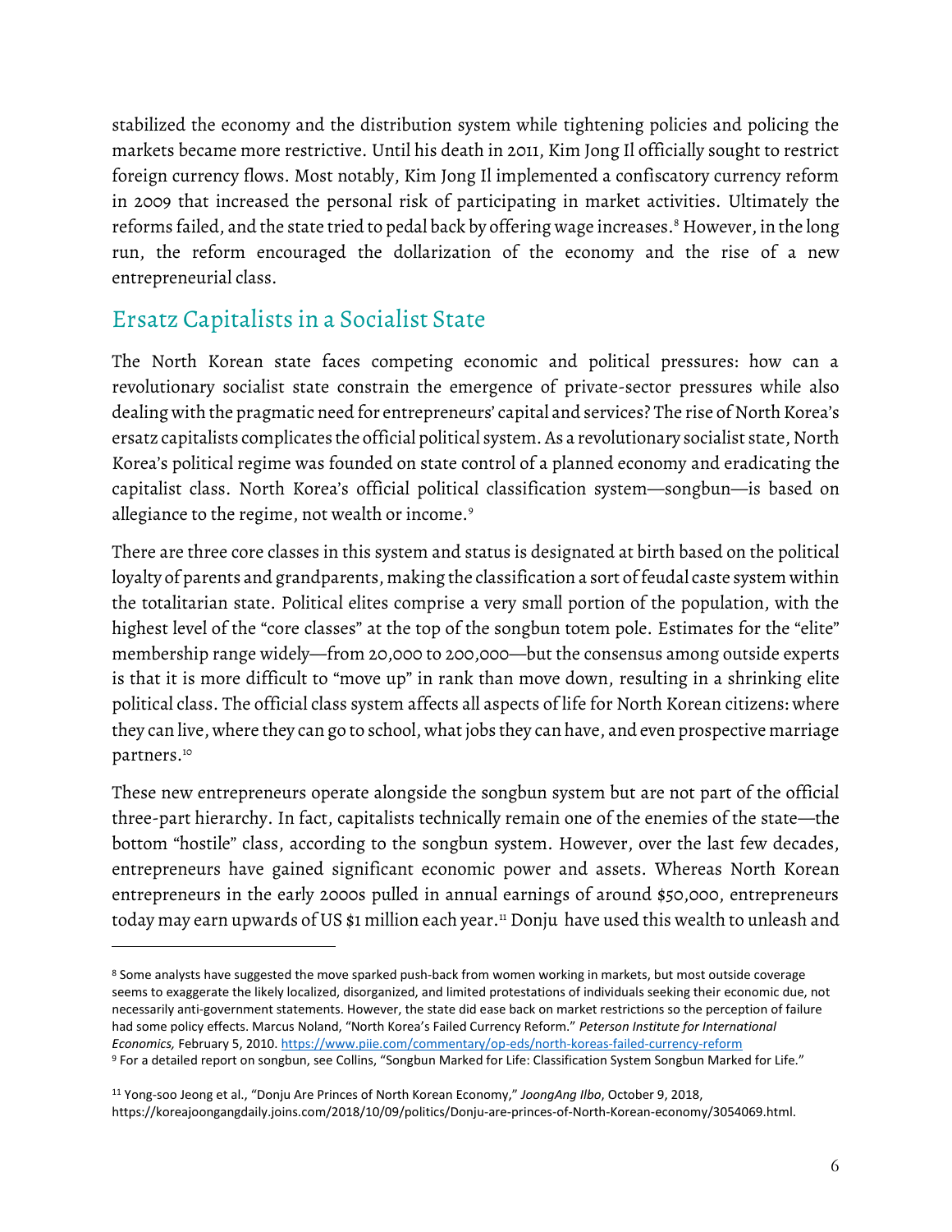stabilized the economy and the distribution system while tightening policies and policing the markets became more restrictive. Until his death in 2011, Kim Jong Il officially sought to restrict foreign currency flows. Most notably, Kim Jong Il implemented a confiscatory currency reform in 2009 that increased the personal risk of participating in market activities. Ultimately the reforms failed, and the state tried to pedal back by offering wage increases.[8] However, in the long run, the reform encouraged the dollarization of the economy and the rise of a new entrepreneurial class.

## Ersatz Capitalists in a Socialist State

The North Korean state faces competing economic and political pressures: how can a revolutionary socialist state constrain the emergence of private-sector pressures while also dealing with the pragmatic need for entrepreneurs' capital and services? The rise of North Korea's ersatz capitalists complicates the official political system. As a revolutionary socialist state, North Korea's political regime was founded on state control of a planned economy and eradicating the capitalist class. North Korea's official political classification system—songbun—is based on allegiance to the regime, not wealth or income.[9]

There are three core classes in this system and status is designated at birth based on the political loyalty of parents and grandparents, making the classification a sort of feudal caste system within the totalitarian state. Political elites comprise a very small portion of the population, with the highest level of the "core classes" at the top of the songbun totem pole. Estimates for the "elite" membership range widely—from 20,000 to 200,000—but the consensus among outside experts is that it is more difficult to "move up" in rank than move down, resulting in a shrinking elite political class. The official class system affects all aspects of life for North Korean citizens: where they can live, where they can go to school, what jobs they can have, and even prospective marriage partners.[10]

These new entrepreneurs operate alongside the songbun system but are not part of the official three-part hierarchy. In fact, capitalists technically remain one of the enemies of the state—the bottom "hostile" class, according to the songbun system. However, over the last few decades, entrepreneurs have gained significant economic power and assets. Whereas North Korean entrepreneurs in the early 2000s pulled in annual earnings of around $50,000, entrepreneurs today may earn upwards of US $1 million each year.[11] Donju have used this wealth to unleash and

---

[8] Some analysts have suggested the move sparked push-back from women working in markets, but most outside coverage seems to exaggerate the likely localized, disorganized, and limited protestations of individuals seeking their economic due, not necessarily anti-government statements. However, the state did ease back on market restrictions so the perception of failure had some policy effects. Marcus Noland, "North Korea's Failed Currency Reform." *Peterson Institute for International Economics,* February 5, 2010. https://www.piie.com/commentary/op-eds/north-koreas-failed-currency-reform

[9] For a detailed report on songbun, see Collins, "Songbun Marked for Life: Classification System Songbun Marked for Life."

[11] Yong-soo Jeong et al., "Donju Are Princes of North Korean Economy," *JoongAng Ilbo*, October 9, 2018, https://koreajoongangdaily.joins.com/2018/10/09/politics/Donju-are-princes-of-North-Korean-economy/3054069.html.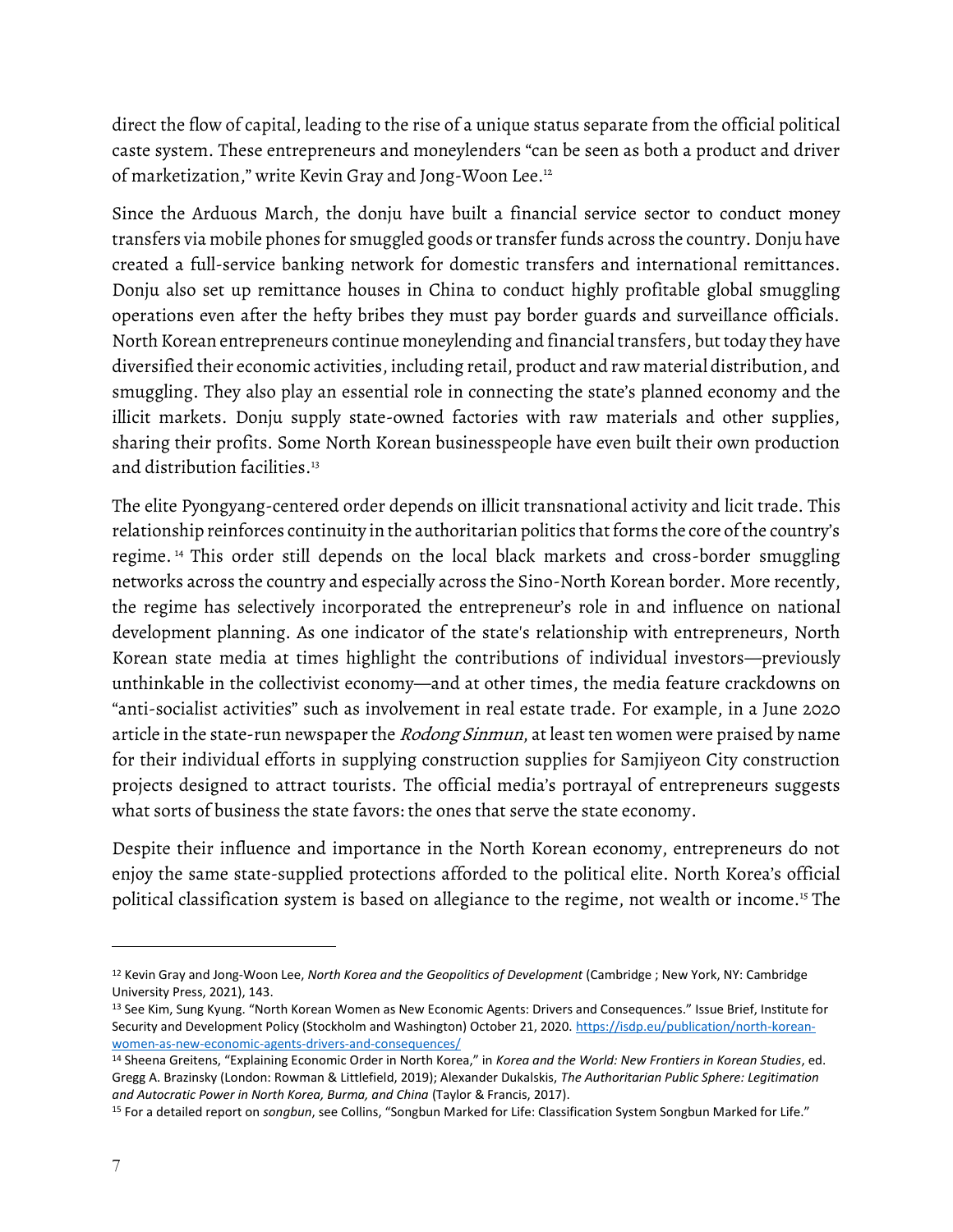direct the flow of capital, leading to the rise of a unique status separate from the official political caste system. These entrepreneurs and moneylenders "can be seen as both a product and driver of marketization," write Kevin Gray and Jong-Woon Lee.[12]

Since the Arduous March, the donju have built a financial service sector to conduct money transfers via mobile phones for smuggled goods or transfer funds across the country. Donju have created a full-service banking network for domestic transfers and international remittances. Donju also set up remittance houses in China to conduct highly profitable global smuggling operations even after the hefty bribes they must pay border guards and surveillance officials. North Korean entrepreneurs continue moneylending and financial transfers, but today they have diversified their economic activities, including retail, product and raw material distribution, and smuggling. They also play an essential role in connecting the state's planned economy and the illicit markets. Donju supply state-owned factories with raw materials and other supplies, sharing their profits. Some North Korean businesspeople have even built their own production and distribution facilities.[13]

The elite Pyongyang-centered order depends on illicit transnational activity and licit trade. This relationship reinforces continuity in the authoritarian politics that forms the core of the country's regime.[14] This order still depends on the local black markets and cross-border smuggling networks across the country and especially across the Sino-North Korean border. More recently, the regime has selectively incorporated the entrepreneur's role in and influence on national development planning. As one indicator of the state's relationship with entrepreneurs, North Korean state media at times highlight the contributions of individual investors—previously unthinkable in the collectivist economy—and at other times, the media feature crackdowns on "anti-socialist activities" such as involvement in real estate trade. For example, in a June 2020 article in the state-run newspaper the *Rodong Sinmun*, at least ten women were praised by name for their individual efforts in supplying construction supplies for Samjiyeon City construction projects designed to attract tourists. The official media's portrayal of entrepreneurs suggests what sorts of business the state favors: the ones that serve the state economy.

Despite their influence and importance in the North Korean economy, entrepreneurs do not enjoy the same state-supplied protections afforded to the political elite. North Korea's official political classification system is based on allegiance to the regime, not wealth or income.[15] The

---

[12] Kevin Gray and Jong-Woon Lee, *North Korea and the Geopolitics of Development* (Cambridge ; New York, NY: Cambridge University Press, 2021), 143.

[13] See Kim, Sung Kyung. "North Korean Women as New Economic Agents: Drivers and Consequences." Issue Brief, Institute for Security and Development Policy (Stockholm and Washington) October 21, 2020. https://isdp.eu/publication/north-korean-women-as-new-economic-agents-drivers-and-consequences/

[14] Sheena Greitens, "Explaining Economic Order in North Korea," in *Korea and the World: New Frontiers in Korean Studies*, ed. Gregg A. Brazinsky (London: Rowman & Littlefield, 2019); Alexander Dukalskis, *The Authoritarian Public Sphere: Legitimation and Autocratic Power in North Korea, Burma, and China* (Taylor & Francis, 2017).

[15] For a detailed report on *songbun*, see Collins, "Songbun Marked for Life: Classification System Songbun Marked for Life."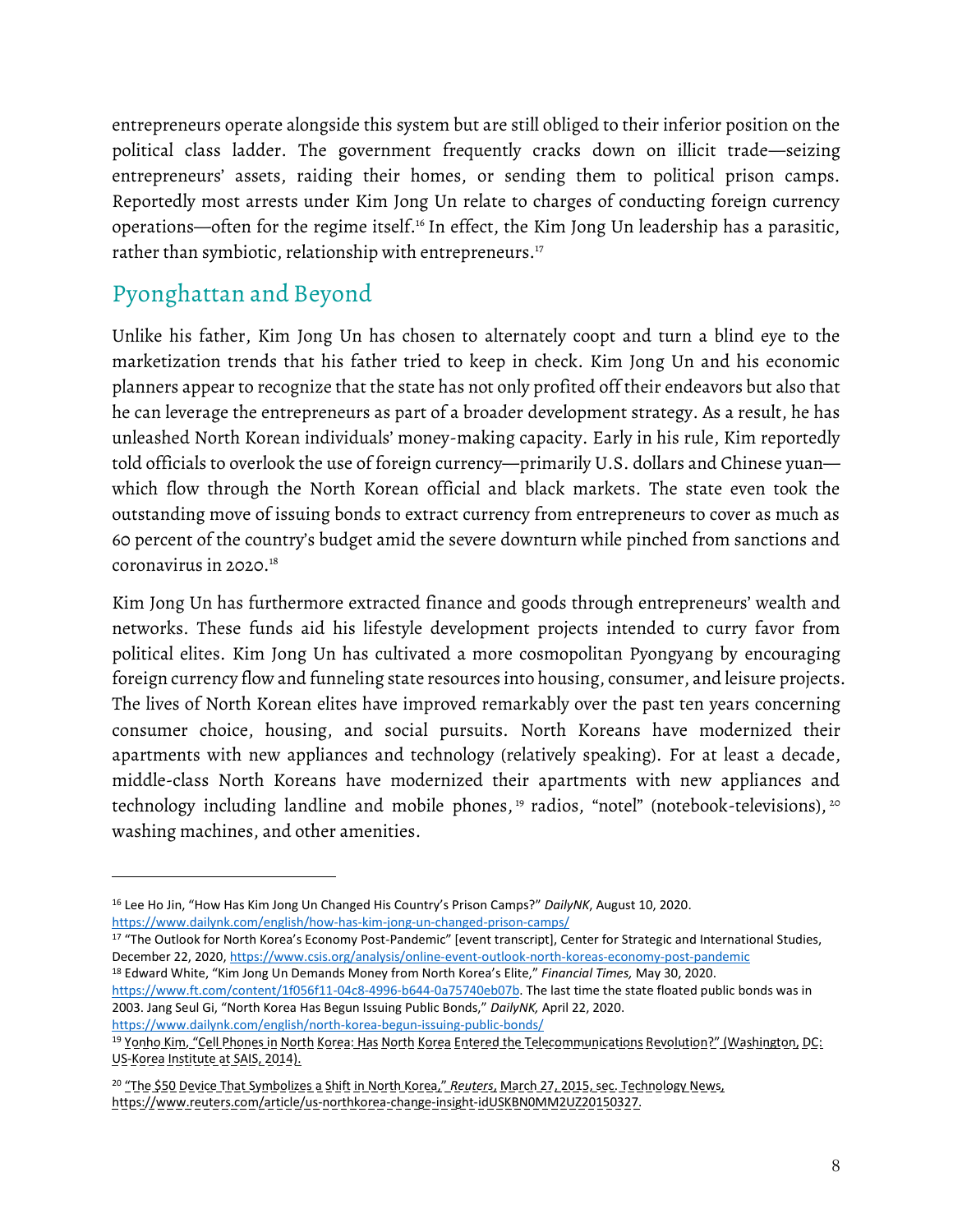entrepreneurs operate alongside this system but are still obliged to their inferior position on the political class ladder. The government frequently cracks down on illicit trade—seizing entrepreneurs' assets, raiding their homes, or sending them to political prison camps. Reportedly most arrests under Kim Jong Un relate to charges of conducting foreign currency operations—often for the regime itself.[16] In effect, the Kim Jong Un leadership has a parasitic, rather than symbiotic, relationship with entrepreneurs.[17]

## Pyonghattan and Beyond

Unlike his father, Kim Jong Un has chosen to alternately coopt and turn a blind eye to the marketization trends that his father tried to keep in check. Kim Jong Un and his economic planners appear to recognize that the state has not only profited off their endeavors but also that he can leverage the entrepreneurs as part of a broader development strategy. As a result, he has unleashed North Korean individuals' money-making capacity. Early in his rule, Kim reportedly told officials to overlook the use of foreign currency—primarily U.S. dollars and Chinese yuan—which flow through the North Korean official and black markets. The state even took the outstanding move of issuing bonds to extract currency from entrepreneurs to cover as much as 60 percent of the country's budget amid the severe downturn while pinched from sanctions and coronavirus in 2020.[18]

Kim Jong Un has furthermore extracted finance and goods through entrepreneurs' wealth and networks. These funds aid his lifestyle development projects intended to curry favor from political elites. Kim Jong Un has cultivated a more cosmopolitan Pyongyang by encouraging foreign currency flow and funneling state resources into housing, consumer, and leisure projects. The lives of North Korean elites have improved remarkably over the past ten years concerning consumer choice, housing, and social pursuits. North Koreans have modernized their apartments with new appliances and technology (relatively speaking). For at least a decade, middle-class North Koreans have modernized their apartments with new appliances and technology including landline and mobile phones,[19] radios, "notel" (notebook-televisions),[20] washing machines, and other amenities.

---

[16] Lee Ho Jin, "How Has Kim Jong Un Changed His Country's Prison Camps?" *DailyNK*, August 10, 2020. https://www.dailynk.com/english/how-has-kim-jong-un-changed-prison-camps/

[17] "The Outlook for North Korea's Economy Post-Pandemic" [event transcript], Center for Strategic and International Studies, December 22, 2020, https://www.csis.org/analysis/online-event-outlook-north-koreas-economy-post-pandemic

[18] Edward White, "Kim Jong Un Demands Money from North Korea's Elite," *Financial Times,* May 30, 2020. https://www.ft.com/content/1f056f11-04c8-4996-b644-0a75740eb07b. The last time the state floated public bonds was in 2003. Jang Seul Gi, "North Korea Has Begun Issuing Public Bonds," *DailyNK,* April 22, 2020. https://www.dailynk.com/english/north-korea-begun-issuing-public-bonds/

[19] Yonho Kim, "Cell Phones in North Korea: Has North Korea Entered the Telecommunications Revolution?" (Washington, DC: US-Korea Institute at SAIS, 2014).

[20] "The $50 Device That Symbolizes a Shift in North Korea," *Reuters*, March 27, 2015, sec. Technology News, https://www.reuters.com/article/us-northkorea-change-insight-idUSKBN0MM2UZ20150327.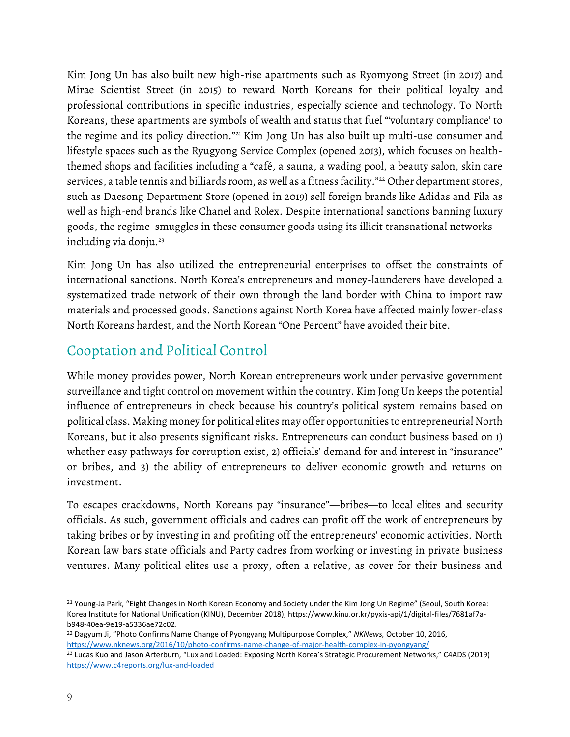Kim Jong Un has also built new high-rise apartments such as Ryomyong Street (in 2017) and Mirae Scientist Street (in 2015) to reward North Koreans for their political loyalty and professional contributions in specific industries, especially science and technology. To North Koreans, these apartments are symbols of wealth and status that fuel "'voluntary compliance' to the regime and its policy direction."[21] Kim Jong Un has also built up multi-use consumer and lifestyle spaces such as the Ryugyong Service Complex (opened 2013), which focuses on health-themed shops and facilities including a "café, a sauna, a wading pool, a beauty salon, skin care services, a table tennis and billiards room, as well as a fitness facility."[22] Other department stores, such as Daesong Department Store (opened in 2019) sell foreign brands like Adidas and Fila as well as high-end brands like Chanel and Rolex. Despite international sanctions banning luxury goods, the regime smuggles in these consumer goods using its illicit transnational networks—including via donju.[23]

Kim Jong Un has also utilized the entrepreneurial enterprises to offset the constraints of international sanctions. North Korea's entrepreneurs and money-launderers have developed a systematized trade network of their own through the land border with China to import raw materials and processed goods. Sanctions against North Korea have affected mainly lower-class North Koreans hardest, and the North Korean "One Percent" have avoided their bite.

## Cooptation and Political Control

While money provides power, North Korean entrepreneurs work under pervasive government surveillance and tight control on movement within the country. Kim Jong Un keeps the potential influence of entrepreneurs in check because his country's political system remains based on political class. Making money for political elites may offer opportunities to entrepreneurial North Koreans, but it also presents significant risks. Entrepreneurs can conduct business based on 1) whether easy pathways for corruption exist, 2) officials' demand for and interest in "insurance" or bribes, and 3) the ability of entrepreneurs to deliver economic growth and returns on investment.

To escapes crackdowns, North Koreans pay "insurance"—bribes—to local elites and security officials. As such, government officials and cadres can profit off the work of entrepreneurs by taking bribes or by investing in and profiting off the entrepreneurs' economic activities. North Korean law bars state officials and Party cadres from working or investing in private business ventures. Many political elites use a proxy, often a relative, as cover for their business and

---

[21] Young-Ja Park, "Eight Changes in North Korean Economy and Society under the Kim Jong Un Regime" (Seoul, South Korea: Korea Institute for National Unification (KINU), December 2018), https://www.kinu.or.kr/pyxis-api/1/digital-files/7681af7a-b948-40ea-9e19-a5336ae72c02.

[22] Dagyum Ji, "Photo Confirms Name Change of Pyongyang Multipurpose Complex," *NKNews,* October 10, 2016, https://www.nknews.org/2016/10/photo-confirms-name-change-of-major-health-complex-in-pyongyang/

[23] Lucas Kuo and Jason Arterburn, "Lux and Loaded: Exposing North Korea's Strategic Procurement Networks," C4ADS (2019) https://www.c4reports.org/lux-and-loaded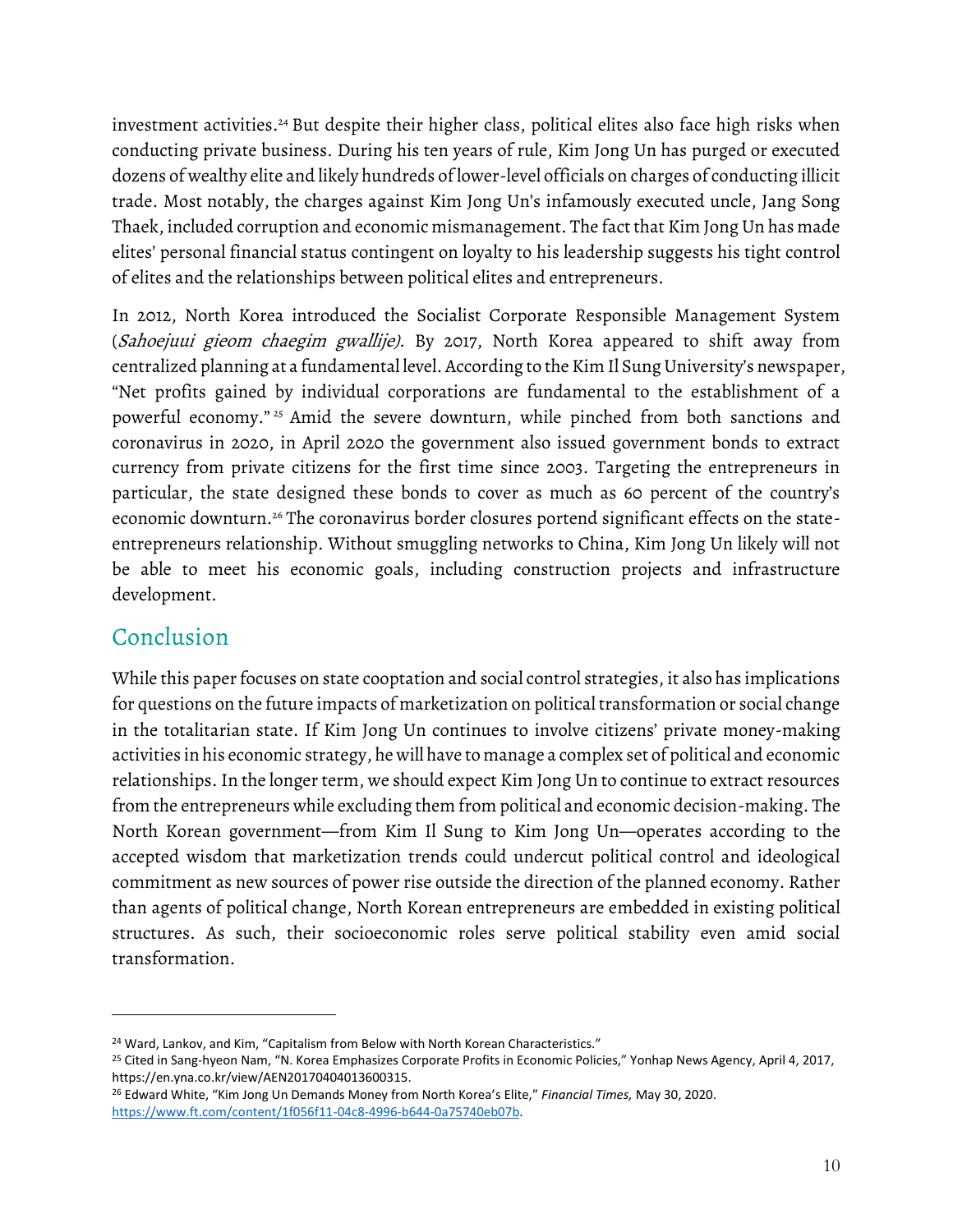investment activities.[24] But despite their higher class, political elites also face high risks when conducting private business. During his ten years of rule, Kim Jong Un has purged or executed dozens of wealthy elite and likely hundreds of lower-level officials on charges of conducting illicit trade. Most notably, the charges against Kim Jong Un's infamously executed uncle, Jang Song Thaek, included corruption and economic mismanagement. The fact that Kim Jong Un has made elites' personal financial status contingent on loyalty to his leadership suggests his tight control of elites and the relationships between political elites and entrepreneurs.

In 2012, North Korea introduced the Socialist Corporate Responsible Management System (*Sahoejuui gieom chaegim gwallije).* By 2017, North Korea appeared to shift away from centralized planning at a fundamental level. According to the Kim Il Sung University's newspaper, "Net profits gained by individual corporations are fundamental to the establishment of a powerful economy."[25] Amid the severe downturn, while pinched from both sanctions and coronavirus in 2020, in April 2020 the government also issued government bonds to extract currency from private citizens for the first time since 2003. Targeting the entrepreneurs in particular, the state designed these bonds to cover as much as 60 percent of the country's economic downturn.[26] The coronavirus border closures portend significant effects on the state-entrepreneurs relationship. Without smuggling networks to China, Kim Jong Un likely will not be able to meet his economic goals, including construction projects and infrastructure development.

## Conclusion

While this paper focuses on state cooptation and social control strategies, it also has implications for questions on the future impacts of marketization on political transformation or social change in the totalitarian state. If Kim Jong Un continues to involve citizens' private money-making activities in his economic strategy, he will have to manage a complex set of political and economic relationships. In the longer term, we should expect Kim Jong Un to continue to extract resources from the entrepreneurs while excluding them from political and economic decision-making. The North Korean government—from Kim Il Sung to Kim Jong Un—operates according to the accepted wisdom that marketization trends could undercut political control and ideological commitment as new sources of power rise outside the direction of the planned economy. Rather than agents of political change, North Korean entrepreneurs are embedded in existing political structures. As such, their socioeconomic roles serve political stability even amid social transformation.

---

[24] Ward, Lankov, and Kim, "Capitalism from Below with North Korean Characteristics."

[25] Cited in Sang-hyeon Nam, "N. Korea Emphasizes Corporate Profits in Economic Policies," Yonhap News Agency, April 4, 2017, https://en.yna.co.kr/view/AEN20170404013600315.

[26] Edward White, "Kim Jong Un Demands Money from North Korea's Elite," *Financial Times,* May 30, 2020. https://www.ft.com/content/1f056f11-04c8-4996-b644-0a75740eb07b.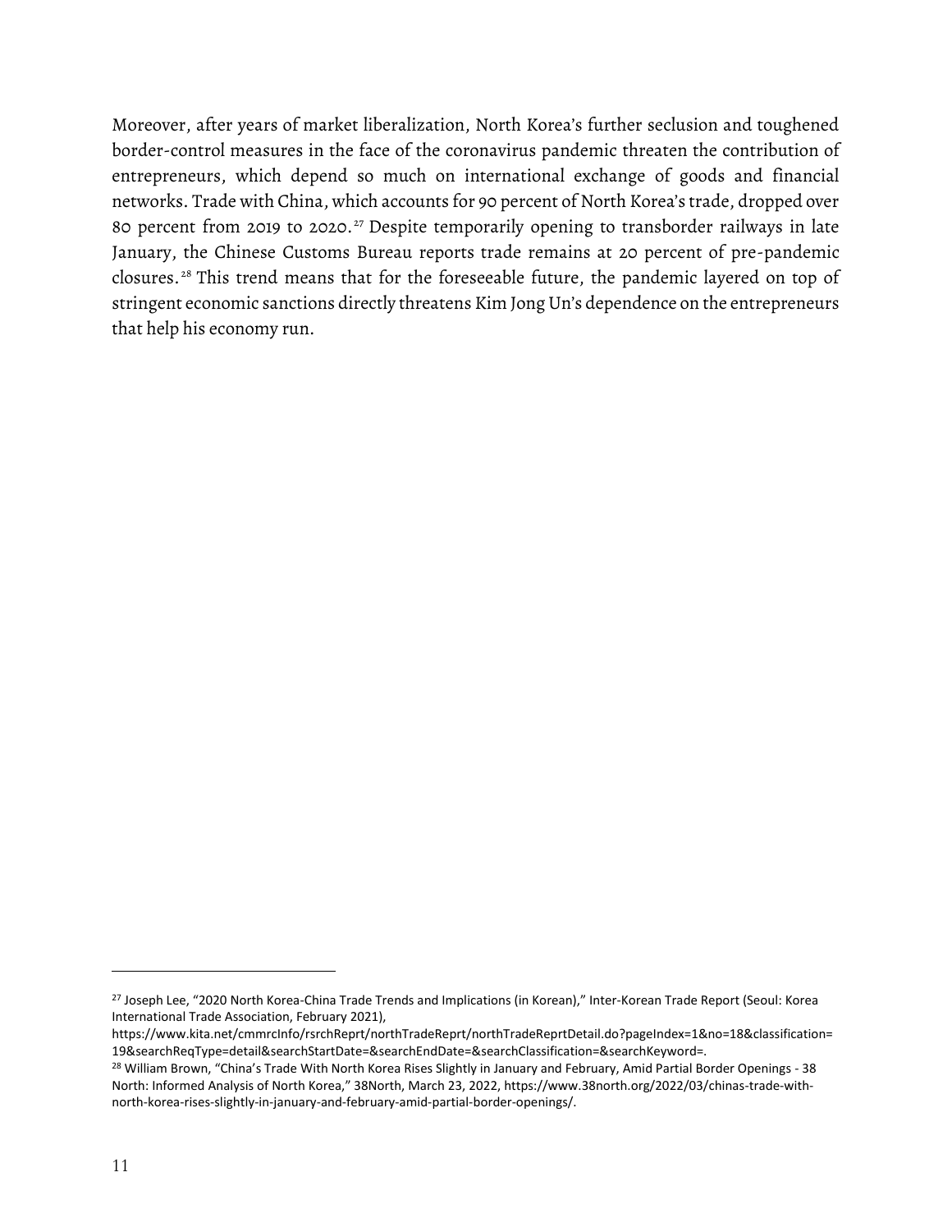Moreover, after years of market liberalization, North Korea's further seclusion and toughened border-control measures in the face of the coronavirus pandemic threaten the contribution of entrepreneurs, which depend so much on international exchange of goods and financial networks. Trade with China, which accounts for 90 percent of North Korea's trade, dropped over 80 percent from 2019 to 2020.[27] Despite temporarily opening to transborder railways in late January, the Chinese Customs Bureau reports trade remains at 20 percent of pre-pandemic closures.[28] This trend means that for the foreseeable future, the pandemic layered on top of stringent economic sanctions directly threatens Kim Jong Un's dependence on the entrepreneurs that help his economy run.

---

[27] Joseph Lee, "2020 North Korea-China Trade Trends and Implications (in Korean)," Inter-Korean Trade Report (Seoul: Korea International Trade Association, February 2021), https://www.kita.net/cmmrcInfo/rsrchReprt/northTradeReprt/northTradeReprtDetail.do?pageIndex=1&no=18&classification=19&searchReqType=detail&searchStartDate=&searchEndDate=&searchClassification=&searchKeyword=.

[28] William Brown, "China's Trade With North Korea Rises Slightly in January and February, Amid Partial Border Openings - 38 North: Informed Analysis of North Korea," 38North, March 23, 2022, https://www.38north.org/2022/03/chinas-trade-with-north-korea-rises-slightly-in-january-and-february-amid-partial-border-openings/.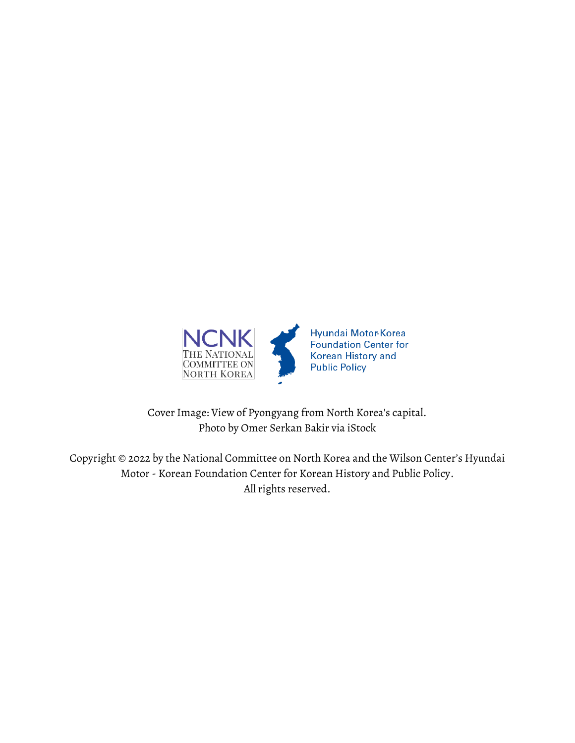NCNK THE NATIONAL COMMITTEE ON NORTH KOREA

Hyundai Motor-Korea Foundation Center for Korean History and Public Policy

Cover Image: View of Pyongyang from North Korea's capital.
Photo by Omer Serkan Bakir via iStock

Copyright © 2022 by the National Committee on North Korea and the Wilson Center's Hyundai Motor - Korean Foundation Center for Korean History and Public Policy.
All rights reserved.